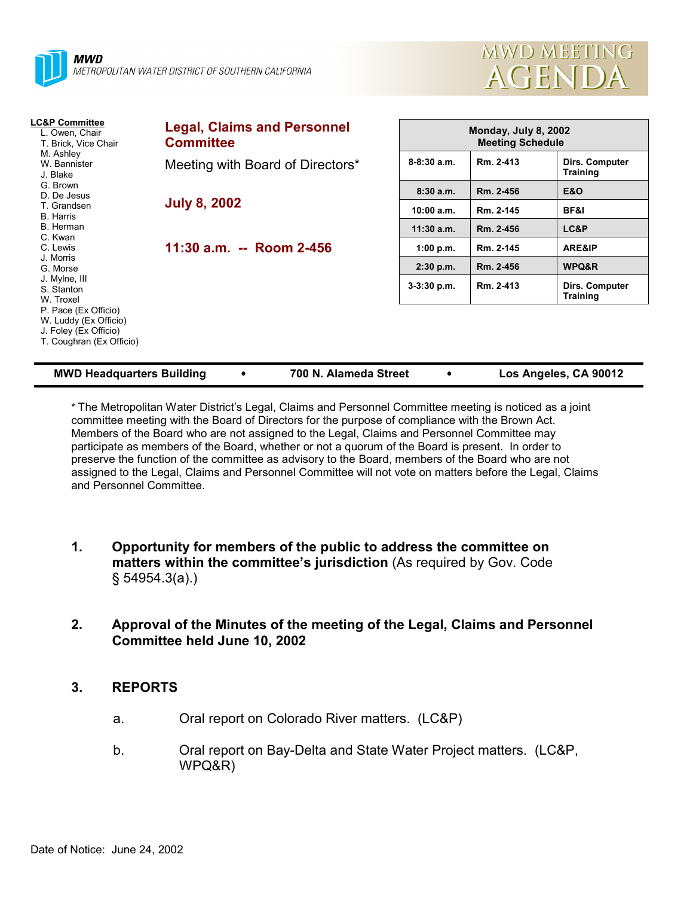**MWD**
*METROPOLITAN WATER DISTRICT OF SOUTHERN CALIFORNIA*

# MWD MEETING AGENDA

**LC&P Committee**
- L. Owen, Chair
- T. Brick, Vice Chair
- M. Ashley
- W. Bannister
- J. Blake
- G. Brown
- D. De Jesus
- T. Grandsen
- B. Harris
- B. Herman
- C. Kwan
- C. Lewis
- J. Morris
- G. Morse
- J. Mylne, III
- S. Stanton
- W. Troxel
- P. Pace (Ex Officio)
- W. Luddy (Ex Officio)
- J. Foley (Ex Officio)
- T. Coughran (Ex Officio)

## Legal, Claims and Personnel Committee

Meeting with Board of Directors*

**July 8, 2002**

**11:30 a.m. -- Room 2-456**

| Monday, July 8, 2002 Meeting Schedule | | |
|---|---|---|
| 8-8:30 a.m. | Rm. 2-413 | Dirs. Computer Training |
| 8:30 a.m. | Rm. 2-456 | E&O |
| 10:00 a.m. | Rm. 2-145 | BF&I |
| 11:30 a.m. | Rm. 2-456 | LC&P |
| 1:00 p.m. | Rm. 2-145 | ARE&IP |
| 2:30 p.m. | Rm. 2-456 | WPQ&R |
| 3-3:30 p.m. | Rm. 2-413 | Dirs. Computer Training |

**MWD Headquarters Building • 700 N. Alameda Street • Los Angeles, CA 90012**

\* The Metropolitan Water District's Legal, Claims and Personnel Committee meeting is noticed as a joint committee meeting with the Board of Directors for the purpose of compliance with the Brown Act. Members of the Board who are not assigned to the Legal, Claims and Personnel Committee may participate as members of the Board, whether or not a quorum of the Board is present. In order to preserve the function of the committee as advisory to the Board, members of the Board who are not assigned to the Legal, Claims and Personnel Committee will not vote on matters before the Legal, Claims and Personnel Committee.

1. **Opportunity for members of the public to address the committee on matters within the committee's jurisdiction** (As required by Gov. Code § 54954.3(a).)

2. **Approval of the Minutes of the meeting of the Legal, Claims and Personnel Committee held June 10, 2002**

3. **REPORTS**

   a. Oral report on Colorado River matters. (LC&P)

   b. Oral report on Bay-Delta and State Water Project matters. (LC&P, WPQ&R)

Date of Notice: June 24, 2002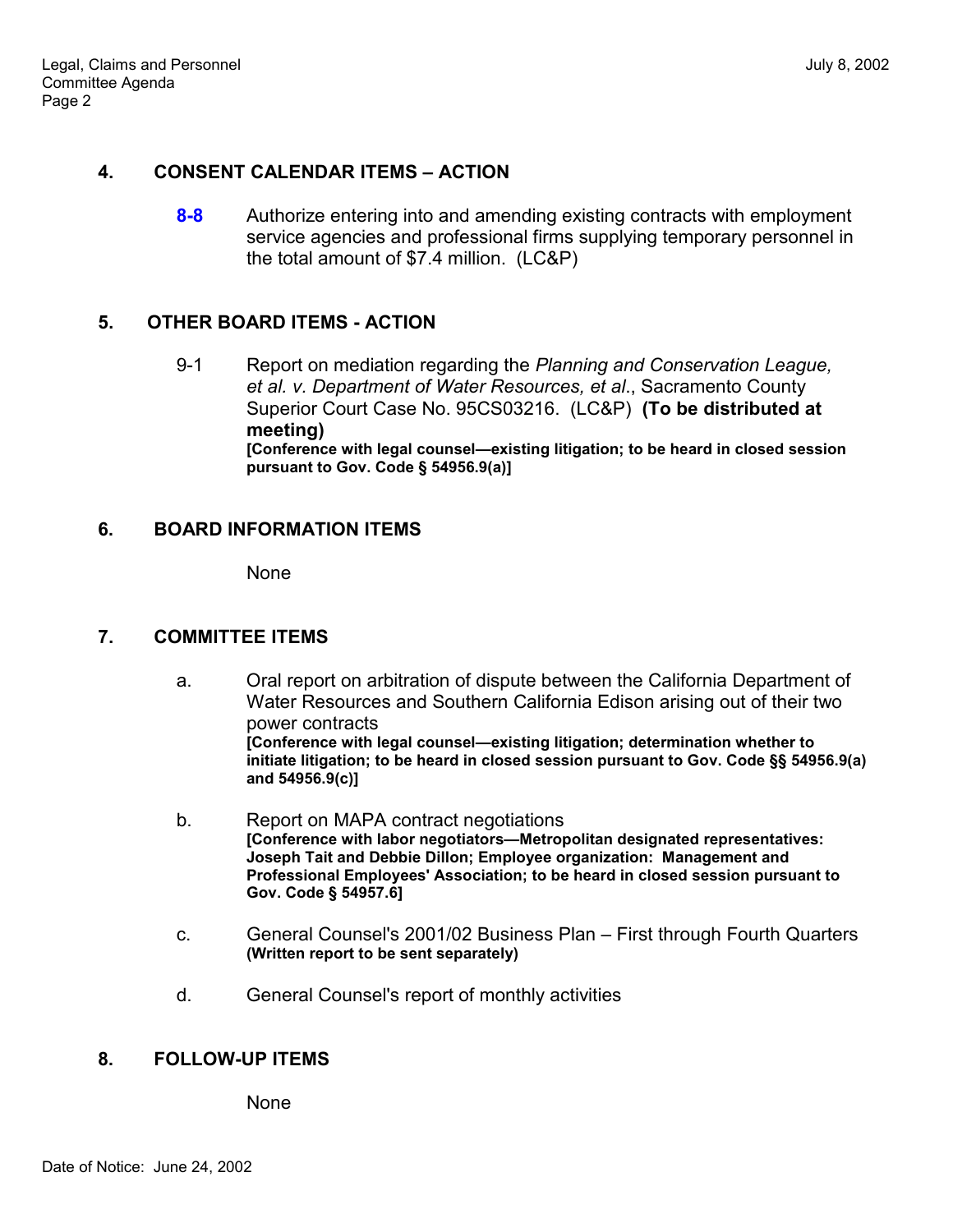## 4. CONSENT CALENDAR ITEMS – ACTION

**8-8** Authorize entering into and amending existing contracts with employment service agencies and professional firms supplying temporary personnel in the total amount of $7.4 million. (LC&P)

## 5. OTHER BOARD ITEMS - ACTION

9-1 Report on mediation regarding the *Planning and Conservation League, et al. v. Department of Water Resources, et al*., Sacramento County Superior Court Case No. 95CS03216. (LC&P) **(To be distributed at meeting)**
**[Conference with legal counsel—existing litigation; to be heard in closed session pursuant to Gov. Code § 54956.9(a)]**

## 6. BOARD INFORMATION ITEMS

None

## 7. COMMITTEE ITEMS

a. Oral report on arbitration of dispute between the California Department of Water Resources and Southern California Edison arising out of their two power contracts
**[Conference with legal counsel—existing litigation; determination whether to initiate litigation; to be heard in closed session pursuant to Gov. Code §§ 54956.9(a) and 54956.9(c)]**

b. Report on MAPA contract negotiations
**[Conference with labor negotiators—Metropolitan designated representatives: Joseph Tait and Debbie Dillon; Employee organization: Management and Professional Employees' Association; to be heard in closed session pursuant to Gov. Code § 54957.6]**

c. General Counsel's 2001/02 Business Plan – First through Fourth Quarters
**(Written report to be sent separately)**

d. General Counsel's report of monthly activities

## 8. FOLLOW-UP ITEMS

None

Date of Notice: June 24, 2002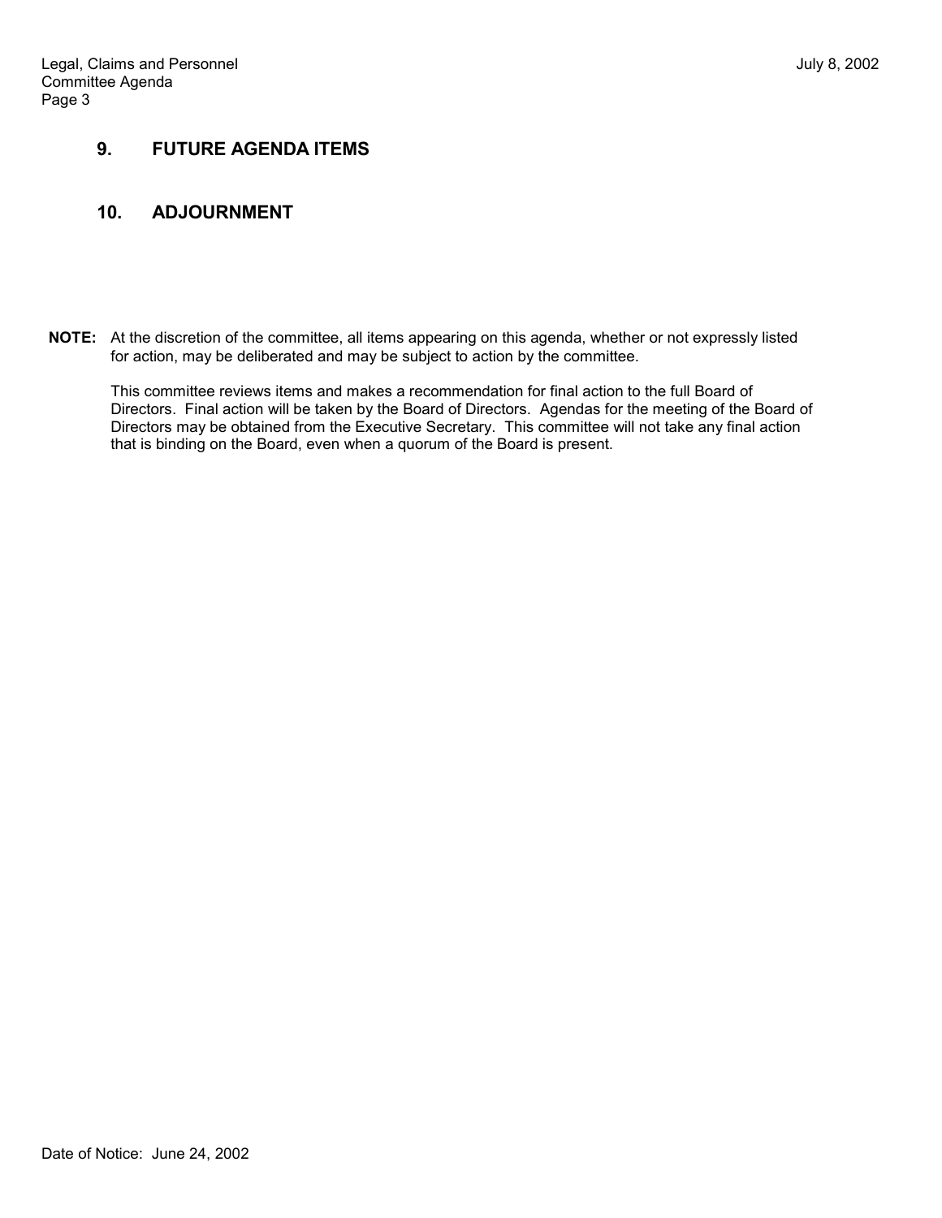## 9. FUTURE AGENDA ITEMS

## 10. ADJOURNMENT

**NOTE:** At the discretion of the committee, all items appearing on this agenda, whether or not expressly listed for action, may be deliberated and may be subject to action by the committee.

This committee reviews items and makes a recommendation for final action to the full Board of Directors. Final action will be taken by the Board of Directors. Agendas for the meeting of the Board of Directors may be obtained from the Executive Secretary. This committee will not take any final action that is binding on the Board, even when a quorum of the Board is present.

Date of Notice: June 24, 2002